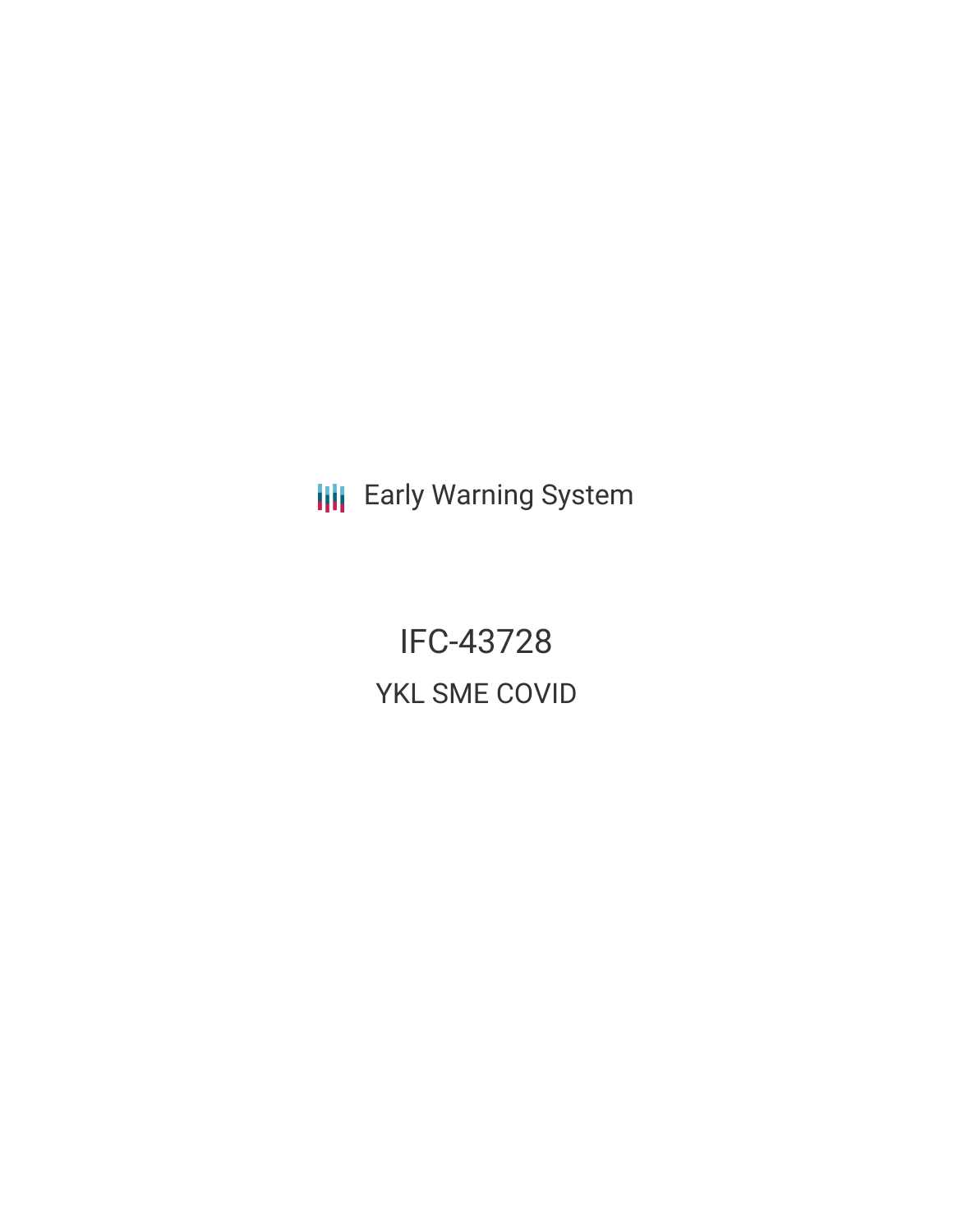Early Warning System

# IFC-43728

## YKL SME COVID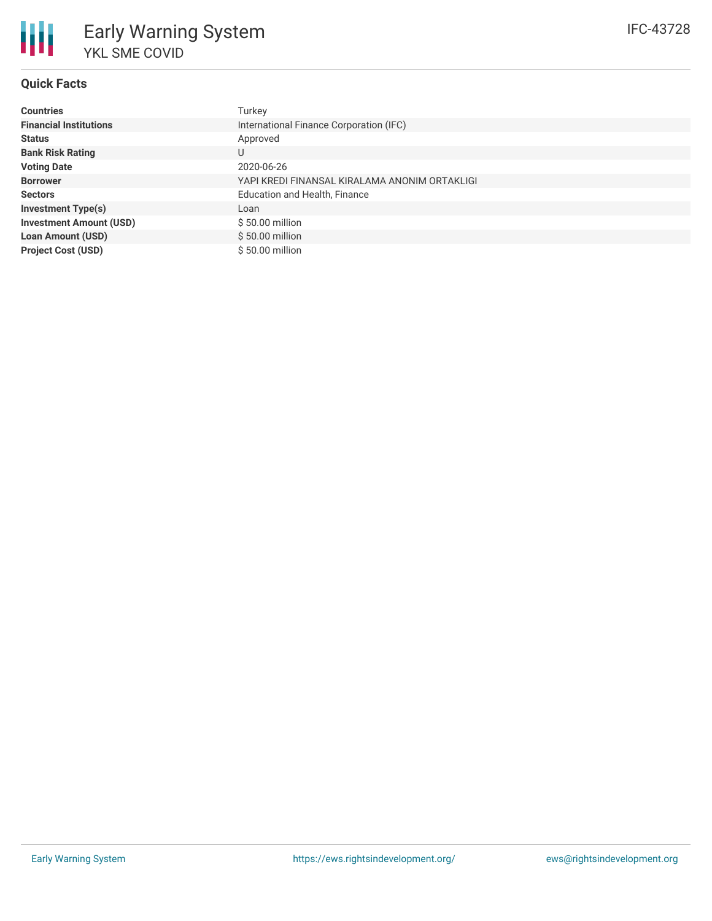# Early Warning System

YKL SME COVID

IFC-43728

## Quick Facts

| | |
|---|---|
| **Countries** | Turkey |
| **Financial Institutions** | International Finance Corporation (IFC) |
| **Status** | Approved |
| **Bank Risk Rating** | U |
| **Voting Date** | 2020-06-26 |
| **Borrower** | YAPI KREDI FINANSAL KIRALAMA ANONIM ORTAKLIGI |
| **Sectors** | Education and Health, Finance |
| **Investment Type(s)** | Loan |
| **Investment Amount (USD)** | $ 50.00 million |
| **Loan Amount (USD)** | $ 50.00 million |
| **Project Cost (USD)** | $ 50.00 million |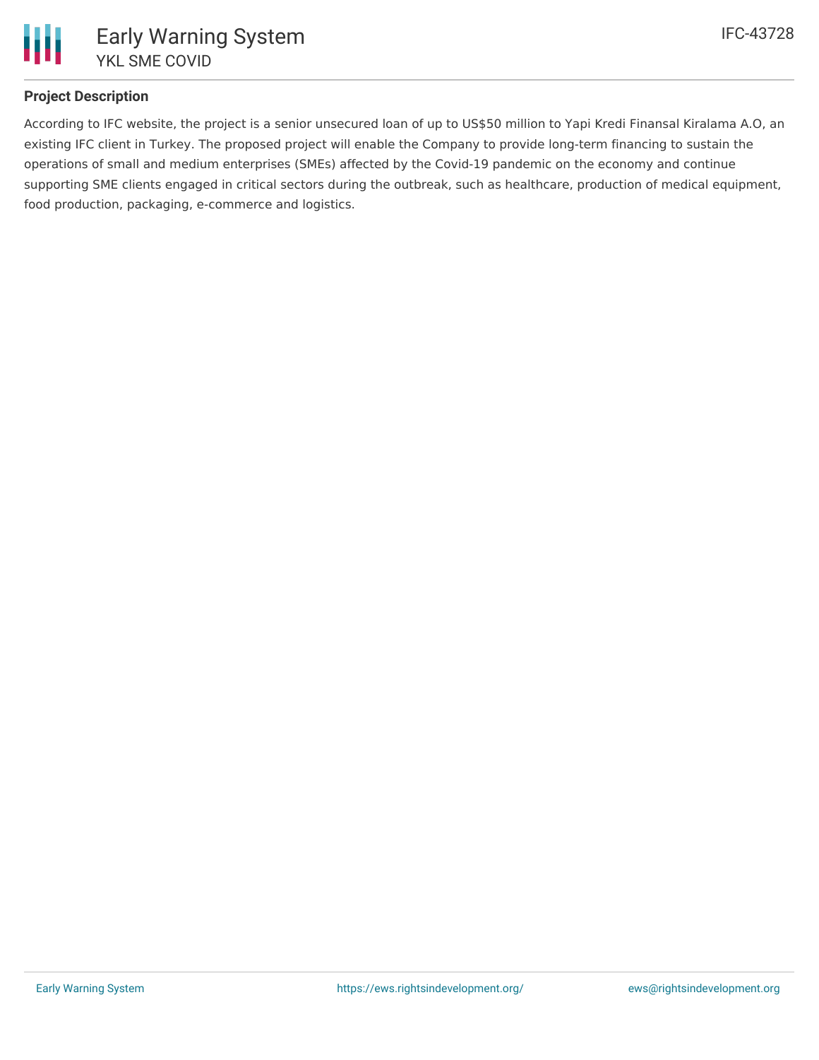## Project Description

According to IFC website, the project is a senior unsecured loan of up to US$50 million to Yapi Kredi Finansal Kiralama A.O, an existing IFC client in Turkey. The proposed project will enable the Company to provide long-term financing to sustain the operations of small and medium enterprises (SMEs) affected by the Covid-19 pandemic on the economy and continue supporting SME clients engaged in critical sectors during the outbreak, such as healthcare, production of medical equipment, food production, packaging, e-commerce and logistics.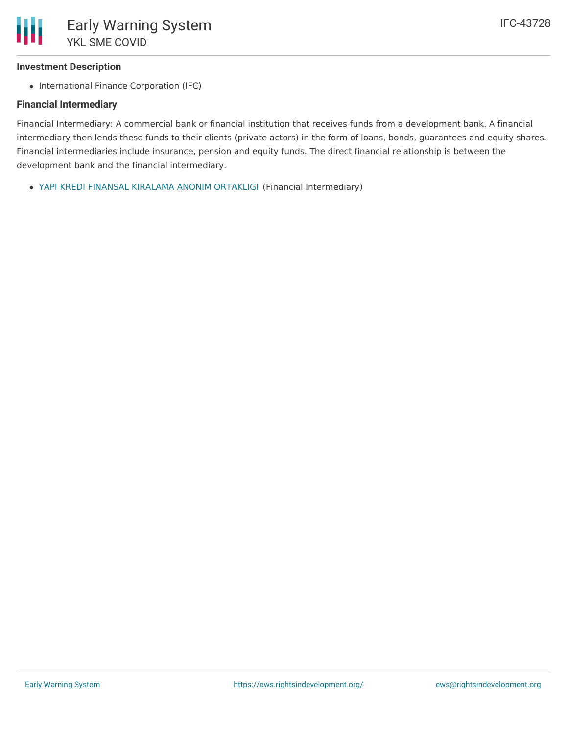### Investment Description

- International Finance Corporation (IFC)

### Financial Intermediary

Financial Intermediary: A commercial bank or financial institution that receives funds from a development bank. A financial intermediary then lends these funds to their clients (private actors) in the form of loans, bonds, guarantees and equity shares. Financial intermediaries include insurance, pension and equity funds. The direct financial relationship is between the development bank and the financial intermediary.

- YAPI KREDI FINANSAL KIRALAMA ANONIM ORTAKLIGI (Financial Intermediary)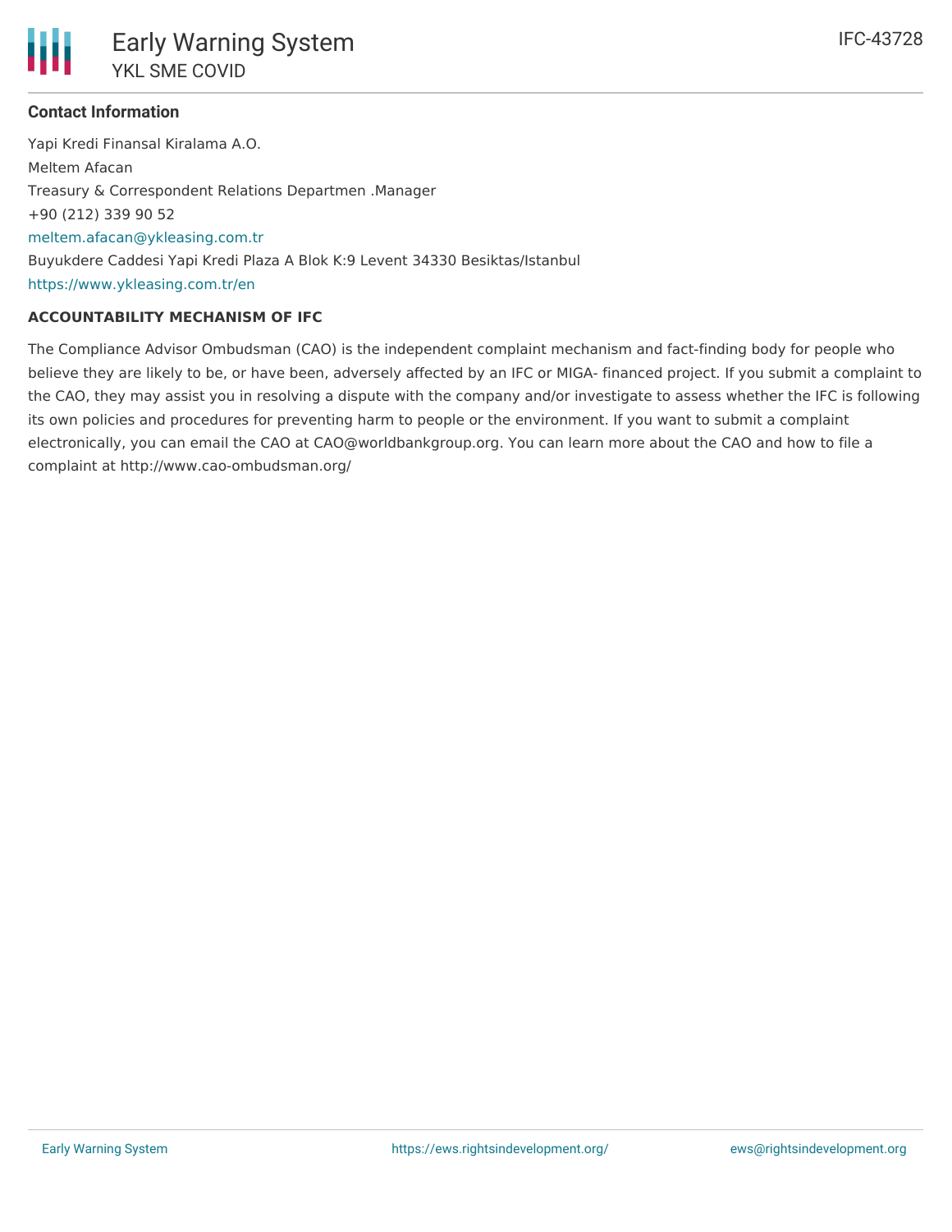### Contact Information

Yapi Kredi Finansal Kiralama A.O.

Meltem Afacan

Treasury & Correspondent Relations Departmen .Manager

+90 (212) 339 90 52

meltem.afacan@ykleasing.com.tr

Buyukdere Caddesi Yapi Kredi Plaza A Blok K:9 Levent 34330 Besiktas/Istanbul

https://www.ykleasing.com.tr/en

### ACCOUNTABILITY MECHANISM OF IFC

The Compliance Advisor Ombudsman (CAO) is the independent complaint mechanism and fact-finding body for people who believe they are likely to be, or have been, adversely affected by an IFC or MIGA- financed project. If you submit a complaint to the CAO, they may assist you in resolving a dispute with the company and/or investigate to assess whether the IFC is following its own policies and procedures for preventing harm to people or the environment. If you want to submit a complaint electronically, you can email the CAO at CAO@worldbankgroup.org. You can learn more about the CAO and how to file a complaint at http://www.cao-ombudsman.org/